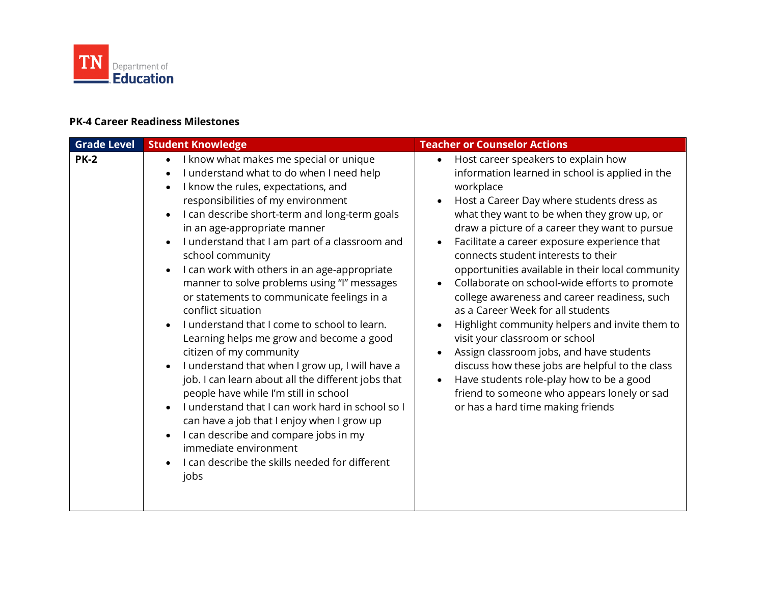TN Department of Education

**PK-4 Career Readiness Milestones**

| Grade Level | Student Knowledge | Teacher or Counselor Actions |
| --- | --- | --- |
| **PK-2** | • I know what makes me special or unique<br>• I understand what to do when I need help<br>• I know the rules, expectations, and responsibilities of my environment<br>• I can describe short-term and long-term goals in an age-appropriate manner<br>• I understand that I am part of a classroom and school community<br>• I can work with others in an age-appropriate manner to solve problems using "I" messages or statements to communicate feelings in a conflict situation<br>• I understand that I come to school to learn. Learning helps me grow and become a good citizen of my community<br>• I understand that when I grow up, I will have a job. I can learn about all the different jobs that people have while I'm still in school<br>• I understand that I can work hard in school so I can have a job that I enjoy when I grow up<br>• I can describe and compare jobs in my immediate environment<br>• I can describe the skills needed for different jobs | • Host career speakers to explain how information learned in school is applied in the workplace<br>• Host a Career Day where students dress as what they want to be when they grow up, or draw a picture of a career they want to pursue<br>• Facilitate a career exposure experience that connects student interests to their opportunities available in their local community<br>• Collaborate on school-wide efforts to promote college awareness and career readiness, such as a Career Week for all students<br>• Highlight community helpers and invite them to visit your classroom or school<br>• Assign classroom jobs, and have students discuss how these jobs are helpful to the class<br>• Have students role-play how to be a good friend to someone who appears lonely or sad or has a hard time making friends |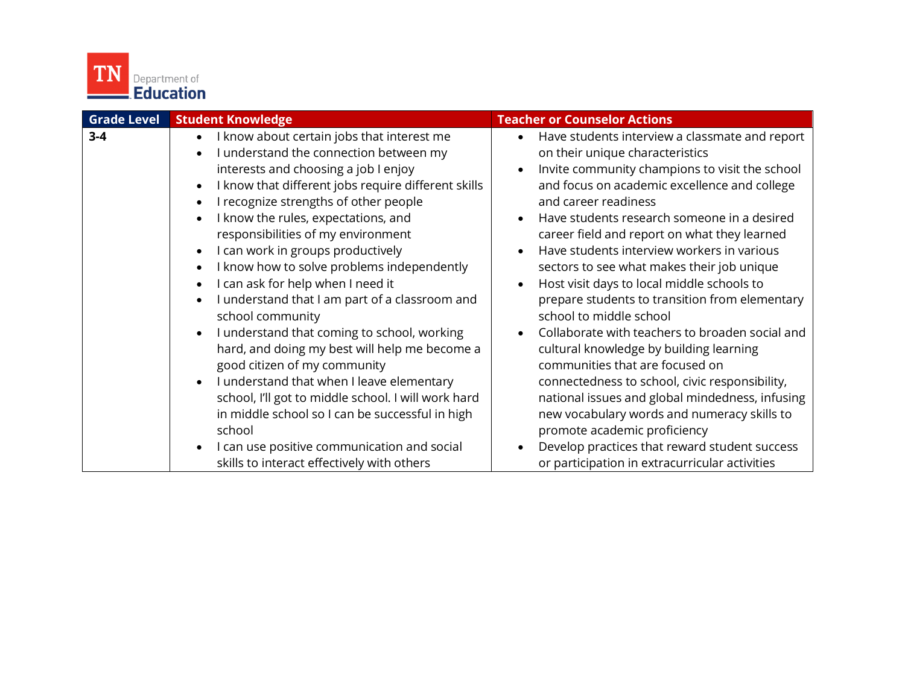| Grade Level | Student Knowledge | Teacher or Counselor Actions |
|---|---|---|
| 3-4 | • I know about certain jobs that interest me<br>• I understand the connection between my interests and choosing a job I enjoy<br>• I know that different jobs require different skills<br>• I recognize strengths of other people<br>• I know the rules, expectations, and responsibilities of my environment<br>• I can work in groups productively<br>• I know how to solve problems independently<br>• I can ask for help when I need it<br>• I understand that I am part of a classroom and school community<br>• I understand that coming to school, working hard, and doing my best will help me become a good citizen of my community<br>• I understand that when I leave elementary school, I'll got to middle school. I will work hard in middle school so I can be successful in high school<br>• I can use positive communication and social skills to interact effectively with others | • Have students interview a classmate and report on their unique characteristics<br>• Invite community champions to visit the school and focus on academic excellence and college and career readiness<br>• Have students research someone in a desired career field and report on what they learned<br>• Have students interview workers in various sectors to see what makes their job unique<br>• Host visit days to local middle schools to prepare students to transition from elementary school to middle school<br>• Collaborate with teachers to broaden social and cultural knowledge by building learning communities that are focused on connectedness to school, civic responsibility, national issues and global mindedness, infusing new vocabulary words and numeracy skills to promote academic proficiency<br>• Develop practices that reward student success or participation in extracurricular activities |